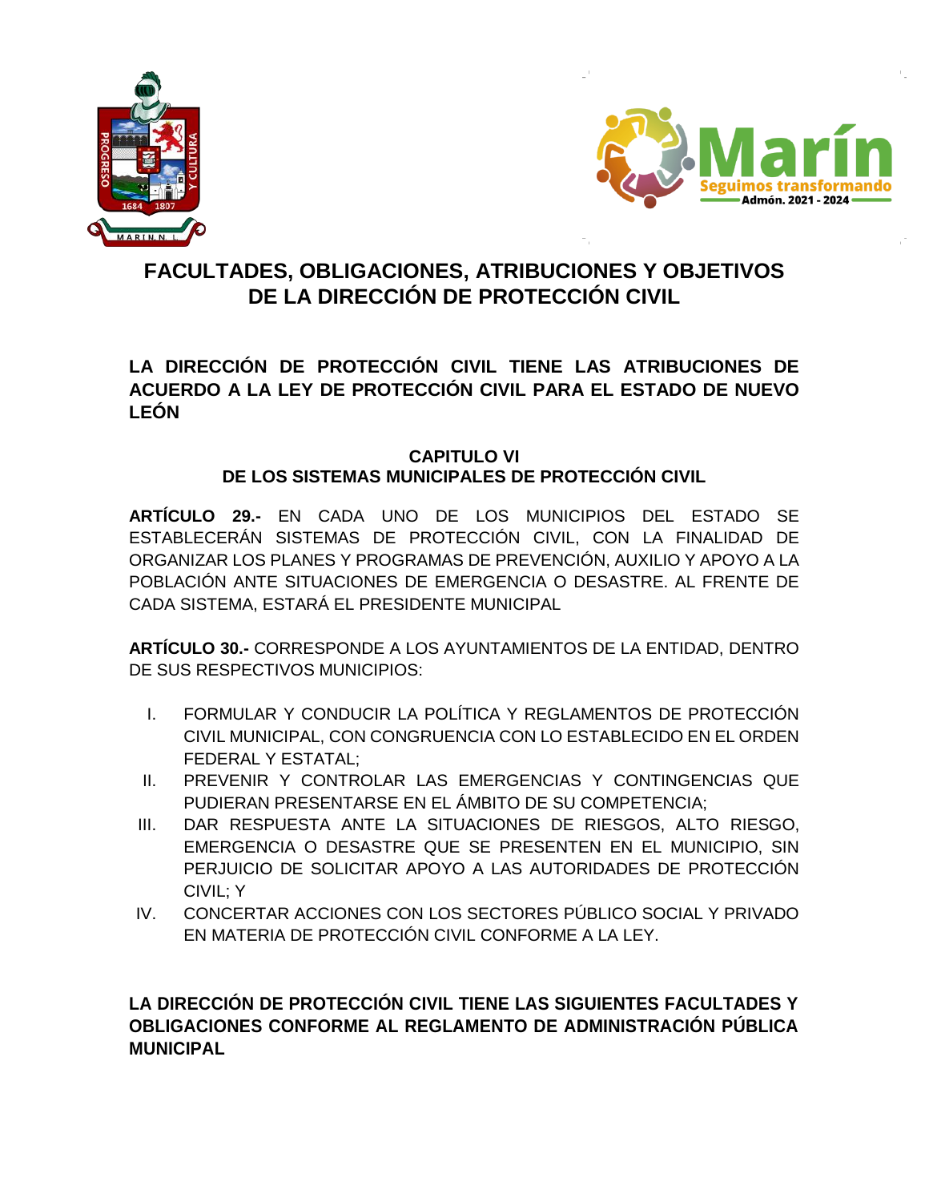# FACULTADES, OBLIGACIONES, ATRIBUCIONES Y OBJETIVOS DE LA DIRECCIÓN DE PROTECCIÓN CIVIL

## LA DIRECCIÓN DE PROTECCIÓN CIVIL TIENE LAS ATRIBUCIONES DE ACUERDO A LA LEY DE PROTECCIÓN CIVIL PARA EL ESTADO DE NUEVO LEÓN

### CAPITULO VI
### DE LOS SISTEMAS MUNICIPALES DE PROTECCIÓN CIVIL

**ARTÍCULO 29.-** EN CADA UNO DE LOS MUNICIPIOS DEL ESTADO SE ESTABLECERÁN SISTEMAS DE PROTECCIÓN CIVIL, CON LA FINALIDAD DE ORGANIZAR LOS PLANES Y PROGRAMAS DE PREVENCIÓN, AUXILIO Y APOYO A LA POBLACIÓN ANTE SITUACIONES DE EMERGENCIA O DESASTRE. AL FRENTE DE CADA SISTEMA, ESTARÁ EL PRESIDENTE MUNICIPAL

**ARTÍCULO 30.-** CORRESPONDE A LOS AYUNTAMIENTOS DE LA ENTIDAD, DENTRO DE SUS RESPECTIVOS MUNICIPIOS:

I. FORMULAR Y CONDUCIR LA POLÍTICA Y REGLAMENTOS DE PROTECCIÓN CIVIL MUNICIPAL, CON CONGRUENCIA CON LO ESTABLECIDO EN EL ORDEN FEDERAL Y ESTATAL;
II. PREVENIR Y CONTROLAR LAS EMERGENCIAS Y CONTINGENCIAS QUE PUDIERAN PRESENTARSE EN EL ÁMBITO DE SU COMPETENCIA;
III. DAR RESPUESTA ANTE LA SITUACIONES DE RIESGOS, ALTO RIESGO, EMERGENCIA O DESASTRE QUE SE PRESENTEN EN EL MUNICIPIO, SIN PERJUICIO DE SOLICITAR APOYO A LAS AUTORIDADES DE PROTECCIÓN CIVIL; Y
IV. CONCERTAR ACCIONES CON LOS SECTORES PÚBLICO SOCIAL Y PRIVADO EN MATERIA DE PROTECCIÓN CIVIL CONFORME A LA LEY.

## LA DIRECCIÓN DE PROTECCIÓN CIVIL TIENE LAS SIGUIENTES FACULTADES Y OBLIGACIONES CONFORME AL REGLAMENTO DE ADMINISTRACIÓN PÚBLICA MUNICIPAL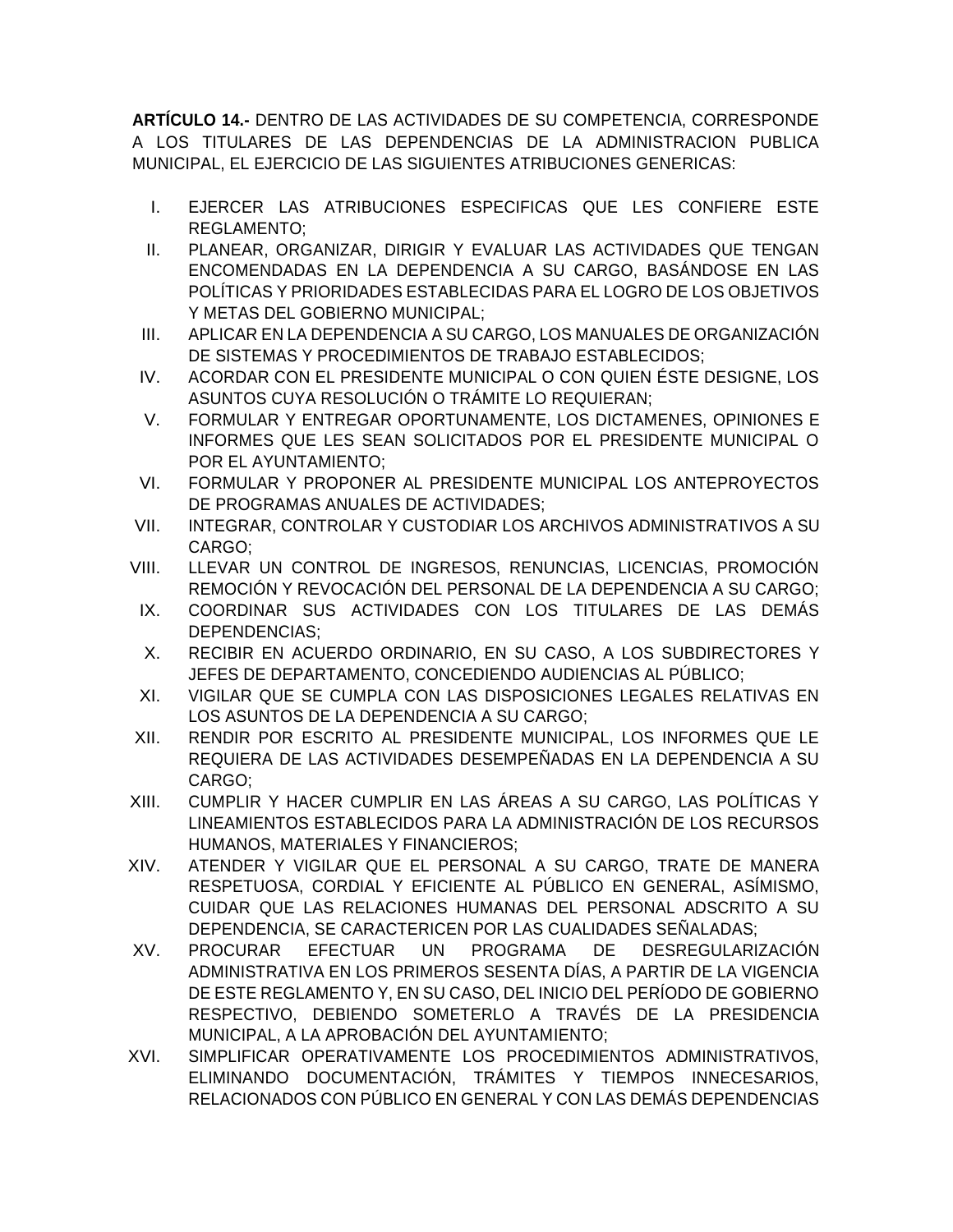**ARTÍCULO 14.-** DENTRO DE LAS ACTIVIDADES DE SU COMPETENCIA, CORRESPONDE A LOS TITULARES DE LAS DEPENDENCIAS DE LA ADMINISTRACION PUBLICA MUNICIPAL, EL EJERCICIO DE LAS SIGUIENTES ATRIBUCIONES GENERICAS:

I. EJERCER LAS ATRIBUCIONES ESPECIFICAS QUE LES CONFIERE ESTE REGLAMENTO;

II. PLANEAR, ORGANIZAR, DIRIGIR Y EVALUAR LAS ACTIVIDADES QUE TENGAN ENCOMENDADAS EN LA DEPENDENCIA A SU CARGO, BASÁNDOSE EN LAS POLÍTICAS Y PRIORIDADES ESTABLECIDAS PARA EL LOGRO DE LOS OBJETIVOS Y METAS DEL GOBIERNO MUNICIPAL;

III. APLICAR EN LA DEPENDENCIA A SU CARGO, LOS MANUALES DE ORGANIZACIÓN DE SISTEMAS Y PROCEDIMIENTOS DE TRABAJO ESTABLECIDOS;

IV. ACORDAR CON EL PRESIDENTE MUNICIPAL O CON QUIEN ÉSTE DESIGNE, LOS ASUNTOS CUYA RESOLUCIÓN O TRÁMITE LO REQUIERAN;

V. FORMULAR Y ENTREGAR OPORTUNAMENTE, LOS DICTAMENES, OPINIONES E INFORMES QUE LES SEAN SOLICITADOS POR EL PRESIDENTE MUNICIPAL O POR EL AYUNTAMIENTO;

VI. FORMULAR Y PROPONER AL PRESIDENTE MUNICIPAL LOS ANTEPROYECTOS DE PROGRAMAS ANUALES DE ACTIVIDADES;

VII. INTEGRAR, CONTROLAR Y CUSTODIAR LOS ARCHIVOS ADMINISTRATIVOS A SU CARGO;

VIII. LLEVAR UN CONTROL DE INGRESOS, RENUNCIAS, LICENCIAS, PROMOCIÓN REMOCIÓN Y REVOCACIÓN DEL PERSONAL DE LA DEPENDENCIA A SU CARGO;

IX. COORDINAR SUS ACTIVIDADES CON LOS TITULARES DE LAS DEMÁS DEPENDENCIAS;

X. RECIBIR EN ACUERDO ORDINARIO, EN SU CASO, A LOS SUBDIRECTORES Y JEFES DE DEPARTAMENTO, CONCEDIENDO AUDIENCIAS AL PÚBLICO;

XI. VIGILAR QUE SE CUMPLA CON LAS DISPOSICIONES LEGALES RELATIVAS EN LOS ASUNTOS DE LA DEPENDENCIA A SU CARGO;

XII. RENDIR POR ESCRITO AL PRESIDENTE MUNICIPAL, LOS INFORMES QUE LE REQUIERA DE LAS ACTIVIDADES DESEMPEÑADAS EN LA DEPENDENCIA A SU CARGO;

XIII. CUMPLIR Y HACER CUMPLIR EN LAS ÁREAS A SU CARGO, LAS POLÍTICAS Y LINEAMIENTOS ESTABLECIDOS PARA LA ADMINISTRACIÓN DE LOS RECURSOS HUMANOS, MATERIALES Y FINANCIEROS;

XIV. ATENDER Y VIGILAR QUE EL PERSONAL A SU CARGO, TRATE DE MANERA RESPETUOSA, CORDIAL Y EFICIENTE AL PÚBLICO EN GENERAL, ASÍMISMO, CUIDAR QUE LAS RELACIONES HUMANAS DEL PERSONAL ADSCRITO A SU DEPENDENCIA, SE CARACTERICEN POR LAS CUALIDADES SEÑALADAS;

XV. PROCURAR EFECTUAR UN PROGRAMA DE DESREGULARIZACIÓN ADMINISTRATIVA EN LOS PRIMEROS SESENTA DÍAS, A PARTIR DE LA VIGENCIA DE ESTE REGLAMENTO Y, EN SU CASO, DEL INICIO DEL PERÍODO DE GOBIERNO RESPECTIVO, DEBIENDO SOMETERLO A TRAVÉS DE LA PRESIDENCIA MUNICIPAL, A LA APROBACIÓN DEL AYUNTAMIENTO;

XVI. SIMPLIFICAR OPERATIVAMENTE LOS PROCEDIMIENTOS ADMINISTRATIVOS, ELIMINANDO DOCUMENTACIÓN, TRÁMITES Y TIEMPOS INNECESARIOS, RELACIONADOS CON PÚBLICO EN GENERAL Y CON LAS DEMÁS DEPENDENCIAS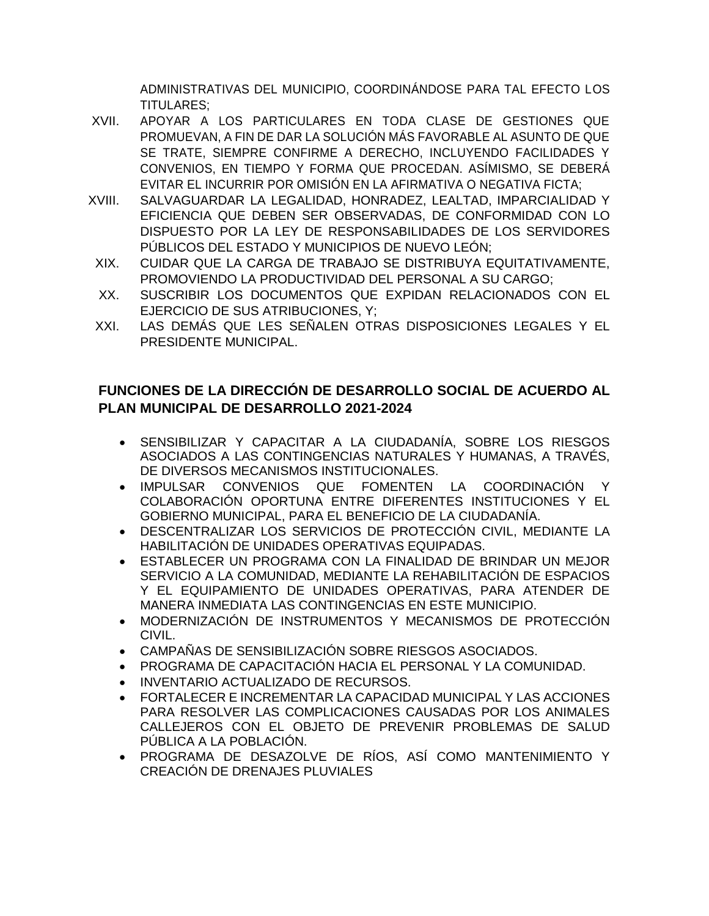ADMINISTRATIVAS DEL MUNICIPIO, COORDINÁNDOSE PARA TAL EFECTO LOS TITULARES;

XVII. APOYAR A LOS PARTICULARES EN TODA CLASE DE GESTIONES QUE PROMUEVAN, A FIN DE DAR LA SOLUCIÓN MÁS FAVORABLE AL ASUNTO DE QUE SE TRATE, SIEMPRE CONFIRME A DERECHO, INCLUYENDO FACILIDADES Y CONVENIOS, EN TIEMPO Y FORMA QUE PROCEDAN. ASÍMISMO, SE DEBERÁ EVITAR EL INCURRIR POR OMISIÓN EN LA AFIRMATIVA O NEGATIVA FICTA;

XVIII. SALVAGUARDAR LA LEGALIDAD, HONRADEZ, LEALTAD, IMPARCIALIDAD Y EFICIENCIA QUE DEBEN SER OBSERVADAS, DE CONFORMIDAD CON LO DISPUESTO POR LA LEY DE RESPONSABILIDADES DE LOS SERVIDORES PÚBLICOS DEL ESTADO Y MUNICIPIOS DE NUEVO LEÓN;

XIX. CUIDAR QUE LA CARGA DE TRABAJO SE DISTRIBUYA EQUITATIVAMENTE, PROMOVIENDO LA PRODUCTIVIDAD DEL PERSONAL A SU CARGO;

XX. SUSCRIBIR LOS DOCUMENTOS QUE EXPIDAN RELACIONADOS CON EL EJERCICIO DE SUS ATRIBUCIONES, Y;

XXI. LAS DEMÁS QUE LES SEÑALEN OTRAS DISPOSICIONES LEGALES Y EL PRESIDENTE MUNICIPAL.

## FUNCIONES DE LA DIRECCIÓN DE DESARROLLO SOCIAL DE ACUERDO AL PLAN MUNICIPAL DE DESARROLLO 2021-2024

- SENSIBILIZAR Y CAPACITAR A LA CIUDADANÍA, SOBRE LOS RIESGOS ASOCIADOS A LAS CONTINGENCIAS NATURALES Y HUMANAS, A TRAVÉS, DE DIVERSOS MECANISMOS INSTITUCIONALES.
- IMPULSAR CONVENIOS QUE FOMENTEN LA COORDINACIÓN Y COLABORACIÓN OPORTUNA ENTRE DIFERENTES INSTITUCIONES Y EL GOBIERNO MUNICIPAL, PARA EL BENEFICIO DE LA CIUDADANÍA.
- DESCENTRALIZAR LOS SERVICIOS DE PROTECCIÓN CIVIL, MEDIANTE LA HABILITACIÓN DE UNIDADES OPERATIVAS EQUIPADAS.
- ESTABLECER UN PROGRAMA CON LA FINALIDAD DE BRINDAR UN MEJOR SERVICIO A LA COMUNIDAD, MEDIANTE LA REHABILITACIÓN DE ESPACIOS Y EL EQUIPAMIENTO DE UNIDADES OPERATIVAS, PARA ATENDER DE MANERA INMEDIATA LAS CONTINGENCIAS EN ESTE MUNICIPIO.
- MODERNIZACIÓN DE INSTRUMENTOS Y MECANISMOS DE PROTECCIÓN CIVIL.
- CAMPAÑAS DE SENSIBILIZACIÓN SOBRE RIESGOS ASOCIADOS.
- PROGRAMA DE CAPACITACIÓN HACIA EL PERSONAL Y LA COMUNIDAD.
- INVENTARIO ACTUALIZADO DE RECURSOS.
- FORTALECER E INCREMENTAR LA CAPACIDAD MUNICIPAL Y LAS ACCIONES PARA RESOLVER LAS COMPLICACIONES CAUSADAS POR LOS ANIMALES CALLEJEROS CON EL OBJETO DE PREVENIR PROBLEMAS DE SALUD PÚBLICA A LA POBLACIÓN.
- PROGRAMA DE DESAZOLVE DE RÍOS, ASÍ COMO MANTENIMIENTO Y CREACIÓN DE DRENAJES PLUVIALES